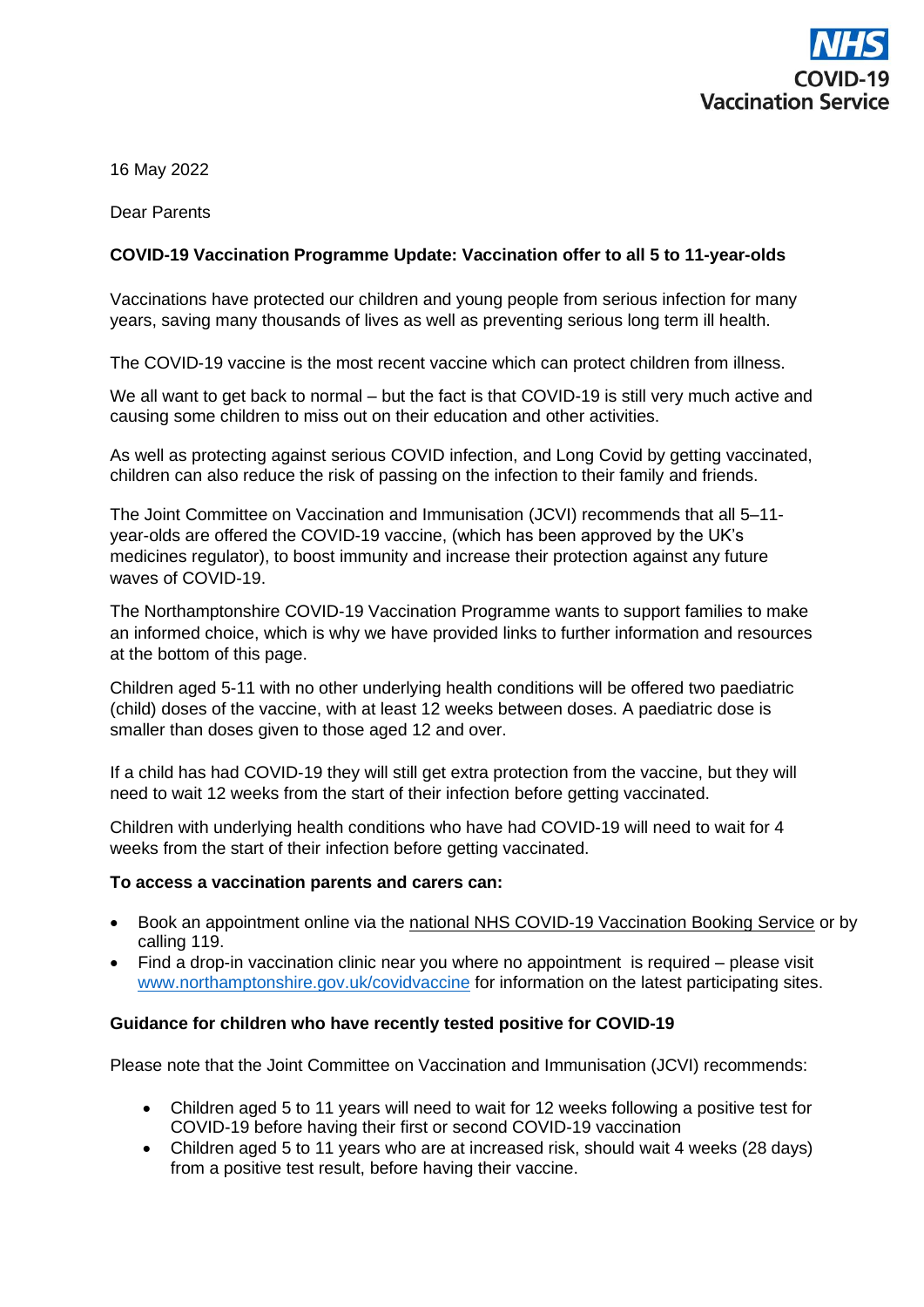NHS
COVID-19
Vaccination Service

16 May 2022

Dear Parents

**COVID-19 Vaccination Programme Update: Vaccination offer to all 5 to 11-year-olds**

Vaccinations have protected our children and young people from serious infection for many years, saving many thousands of lives as well as preventing serious long term ill health.

The COVID-19 vaccine is the most recent vaccine which can protect children from illness.

We all want to get back to normal – but the fact is that COVID-19 is still very much active and causing some children to miss out on their education and other activities.

As well as protecting against serious COVID infection, and Long Covid by getting vaccinated, children can also reduce the risk of passing on the infection to their family and friends.

The Joint Committee on Vaccination and Immunisation (JCVI) recommends that all 5–11-year-olds are offered the COVID-19 vaccine, (which has been approved by the UK's medicines regulator), to boost immunity and increase their protection against any future waves of COVID-19.

The Northamptonshire COVID-19 Vaccination Programme wants to support families to make an informed choice, which is why we have provided links to further information and resources at the bottom of this page.

Children aged 5-11 with no other underlying health conditions will be offered two paediatric (child) doses of the vaccine, with at least 12 weeks between doses. A paediatric dose is smaller than doses given to those aged 12 and over.

If a child has had COVID-19 they will still get extra protection from the vaccine, but they will need to wait 12 weeks from the start of their infection before getting vaccinated.

Children with underlying health conditions who have had COVID-19 will need to wait for 4 weeks from the start of their infection before getting vaccinated.

**To access a vaccination parents and carers can:**

- Book an appointment online via the national NHS COVID-19 Vaccination Booking Service or by calling 119.
- Find a drop-in vaccination clinic near you where no appointment is required – please visit www.northamptonshire.gov.uk/covidvaccine for information on the latest participating sites.

**Guidance for children who have recently tested positive for COVID-19**

Please note that the Joint Committee on Vaccination and Immunisation (JCVI) recommends:

- Children aged 5 to 11 years will need to wait for 12 weeks following a positive test for COVID-19 before having their first or second COVID-19 vaccination
- Children aged 5 to 11 years who are at increased risk, should wait 4 weeks (28 days) from a positive test result, before having their vaccine.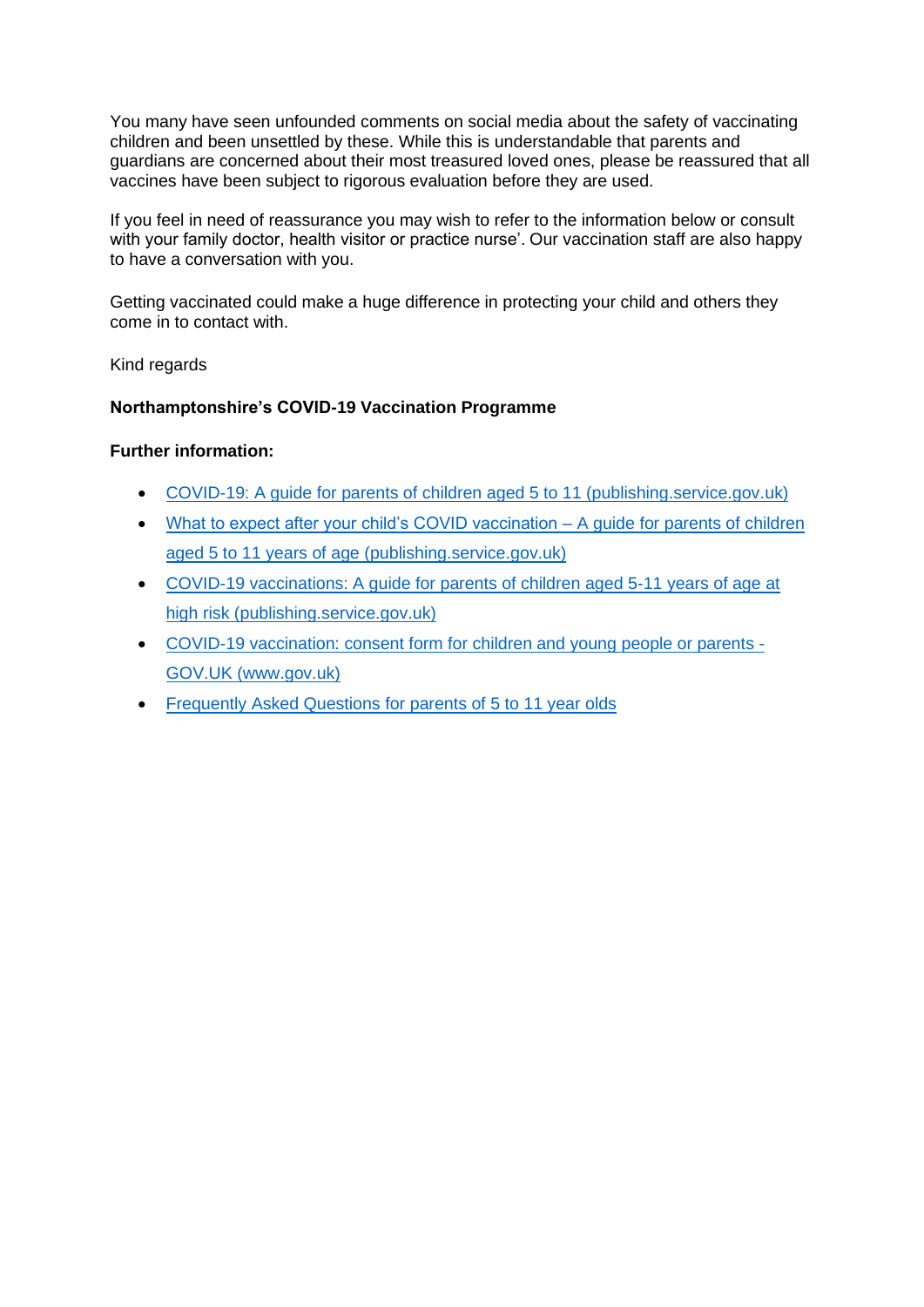You many have seen unfounded comments on social media about the safety of vaccinating children and been unsettled by these. While this is understandable that parents and guardians are concerned about their most treasured loved ones, please be reassured that all vaccines have been subject to rigorous evaluation before they are used.

If you feel in need of reassurance you may wish to refer to the information below or consult with your family doctor, health visitor or practice nurse'. Our vaccination staff are also happy to have a conversation with you.

Getting vaccinated could make a huge difference in protecting your child and others they come in to contact with.

Kind regards

**Northamptonshire's COVID-19 Vaccination Programme**

**Further information:**

- COVID-19: A guide for parents of children aged 5 to 11 (publishing.service.gov.uk)
- What to expect after your child's COVID vaccination – A guide for parents of children aged 5 to 11 years of age (publishing.service.gov.uk)
- COVID-19 vaccinations: A guide for parents of children aged 5-11 years of age at high risk (publishing.service.gov.uk)
- COVID-19 vaccination: consent form for children and young people or parents - GOV.UK (www.gov.uk)
- Frequently Asked Questions for parents of 5 to 11 year olds